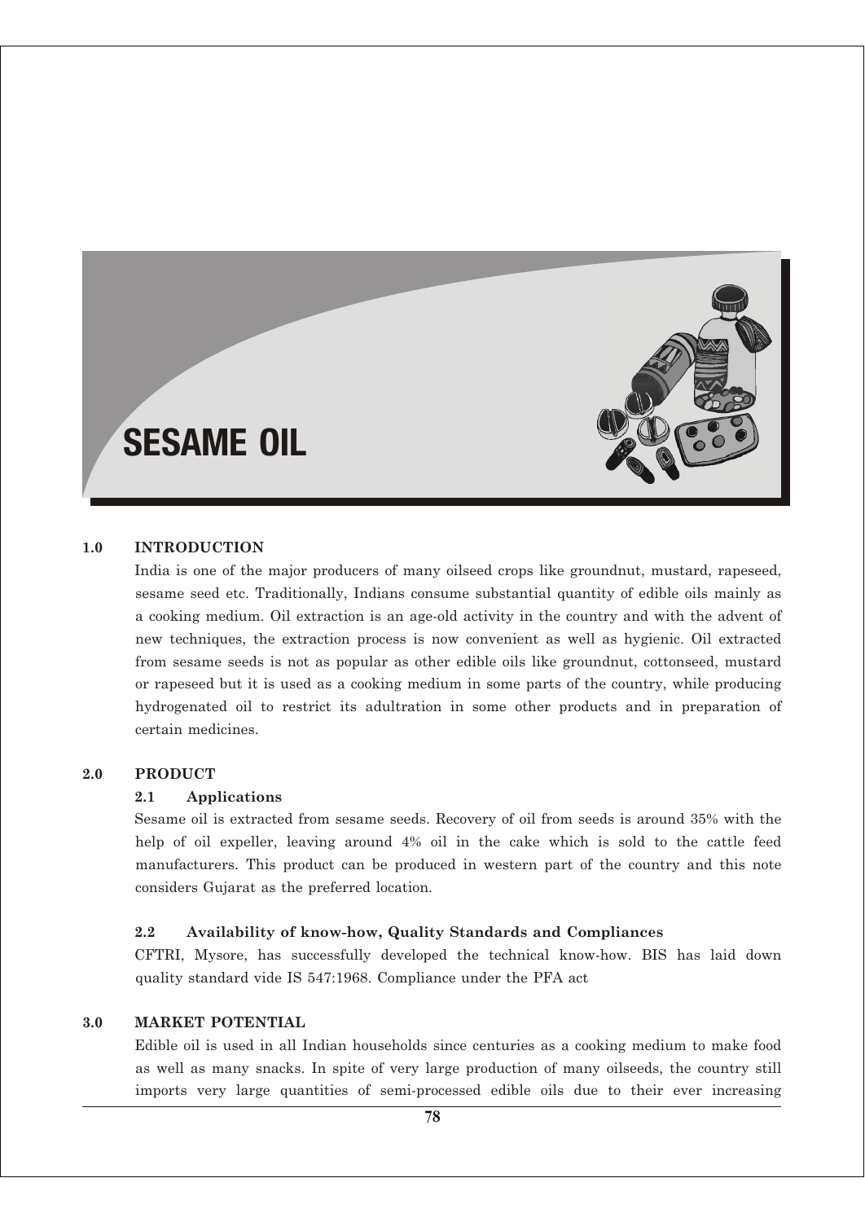# SESAME OIL

## 1.0 INTRODUCTION

India is one of the major producers of many oilseed crops like groundnut, mustard, rapeseed, sesame seed etc. Traditionally, Indians consume substantial quantity of edible oils mainly as a cooking medium. Oil extraction is an age-old activity in the country and with the advent of new techniques, the extraction process is now convenient as well as hygienic. Oil extracted from sesame seeds is not as popular as other edible oils like groundnut, cottonseed, mustard or rapeseed but it is used as a cooking medium in some parts of the country, while producing hydrogenated oil to restrict its adultration in some other products and in preparation of certain medicines.

## 2.0 PRODUCT

### 2.1 Applications

Sesame oil is extracted from sesame seeds. Recovery of oil from seeds is around 35% with the help of oil expeller, leaving around 4% oil in the cake which is sold to the cattle feed manufacturers. This product can be produced in western part of the country and this note considers Gujarat as the preferred location.

### 2.2 Availability of know-how, Quality Standards and Compliances

CFTRI, Mysore, has successfully developed the technical know-how. BIS has laid down quality standard vide IS 547:1968. Compliance under the PFA act

## 3.0 MARKET POTENTIAL

Edible oil is used in all Indian households since centuries as a cooking medium to make food as well as many snacks. In spite of very large production of many oilseeds, the country still imports very large quantities of semi-processed edible oils due to their ever increasing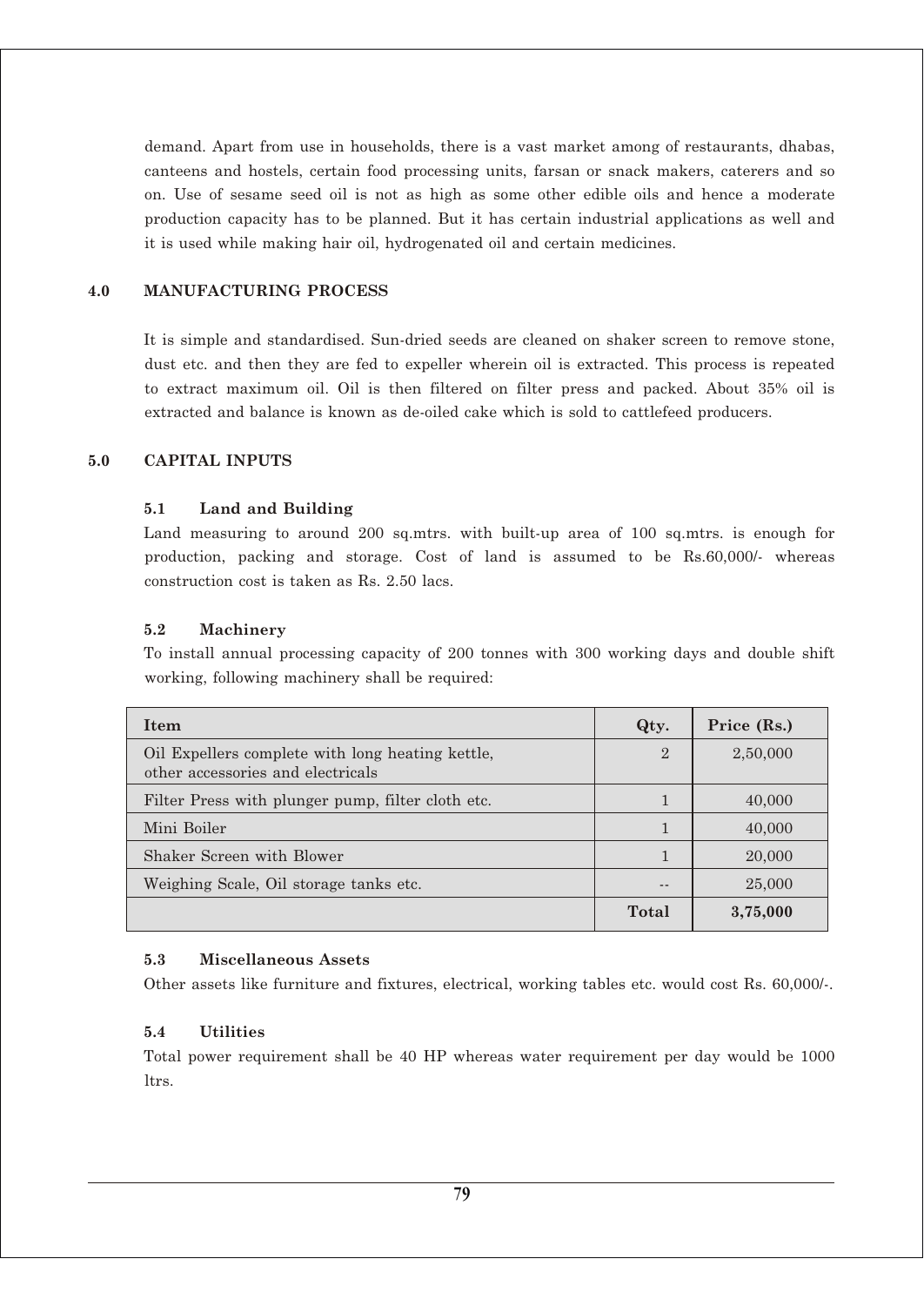demand. Apart from use in households, there is a vast market among of restaurants, dhabas, canteens and hostels, certain food processing units, farsan or snack makers, caterers and so on. Use of sesame seed oil is not as high as some other edible oils and hence a moderate production capacity has to be planned. But it has certain industrial applications as well and it is used while making hair oil, hydrogenated oil and certain medicines.

## 4.0 MANUFACTURING PROCESS

It is simple and standardised. Sun-dried seeds are cleaned on shaker screen to remove stone, dust etc. and then they are fed to expeller wherein oil is extracted. This process is repeated to extract maximum oil. Oil is then filtered on filter press and packed. About 35% oil is extracted and balance is known as de-oiled cake which is sold to cattlefeed producers.

## 5.0 CAPITAL INPUTS

### 5.1 Land and Building

Land measuring to around 200 sq.mtrs. with built-up area of 100 sq.mtrs. is enough for production, packing and storage. Cost of land is assumed to be Rs.60,000/- whereas construction cost is taken as Rs. 2.50 lacs.

### 5.2 Machinery

To install annual processing capacity of 200 tonnes with 300 working days and double shift working, following machinery shall be required:

| Item | Qty. | Price (Rs.) |
|---|---|---|
| Oil Expellers complete with long heating kettle, other accessories and electricals | 2 | 2,50,000 |
| Filter Press with plunger pump, filter cloth etc. | 1 | 40,000 |
| Mini Boiler | 1 | 40,000 |
| Shaker Screen with Blower | 1 | 20,000 |
| Weighing Scale, Oil storage tanks etc. | -- | 25,000 |
| | **Total** | **3,75,000** |

### 5.3 Miscellaneous Assets

Other assets like furniture and fixtures, electrical, working tables etc. would cost Rs. 60,000/-.

### 5.4 Utilities

Total power requirement shall be 40 HP whereas water requirement per day would be 1000 ltrs.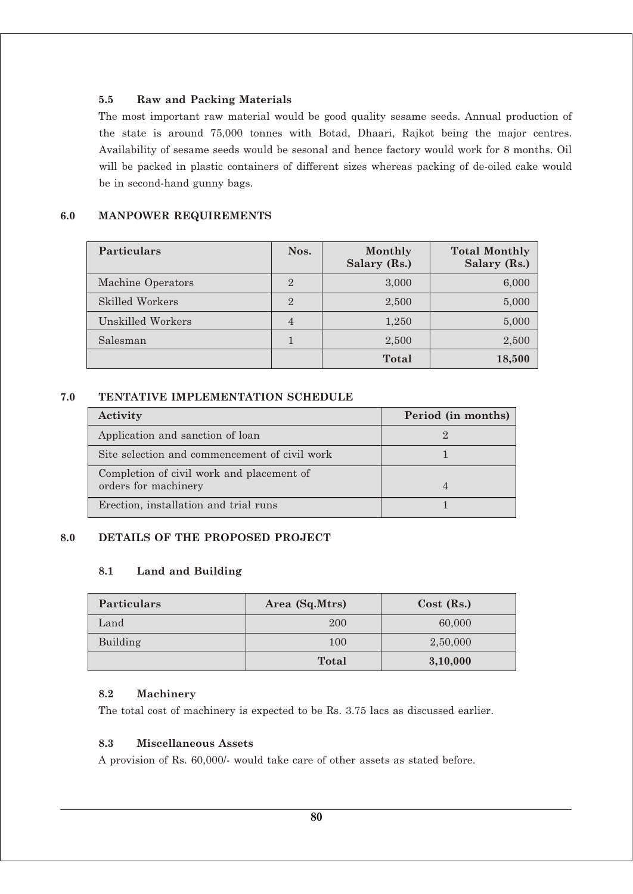### 5.5 Raw and Packing Materials

The most important raw material would be good quality sesame seeds. Annual production of the state is around 75,000 tonnes with Botad, Dhaari, Rajkot being the major centres. Availability of sesame seeds would be sesonal and hence factory would work for 8 months. Oil will be packed in plastic containers of different sizes whereas packing of de-oiled cake would be in second-hand gunny bags.

## 6.0 MANPOWER REQUIREMENTS

| Particulars | Nos. | Monthly Salary (Rs.) | Total Monthly Salary (Rs.) |
|---|---|---|---|
| Machine Operators | 2 | 3,000 | 6,000 |
| Skilled Workers | 2 | 2,500 | 5,000 |
| Unskilled Workers | 4 | 1,250 | 5,000 |
| Salesman | 1 | 2,500 | 2,500 |
| | | **Total** | **18,500** |

## 7.0 TENTATIVE IMPLEMENTATION SCHEDULE

| Activity | Period (in months) |
|---|---|
| Application and sanction of loan | 2 |
| Site selection and commencement of civil work | 1 |
| Completion of civil work and placement of orders for machinery | 4 |
| Erection, installation and trial runs | 1 |

## 8.0 DETAILS OF THE PROPOSED PROJECT

### 8.1 Land and Building

| Particulars | Area (Sq.Mtrs) | Cost (Rs.) |
|---|---|---|
| Land | 200 | 60,000 |
| Building | 100 | 2,50,000 |
| | **Total** | **3,10,000** |

### 8.2 Machinery

The total cost of machinery is expected to be Rs. 3.75 lacs as discussed earlier.

### 8.3 Miscellaneous Assets

A provision of Rs. 60,000/- would take care of other assets as stated before.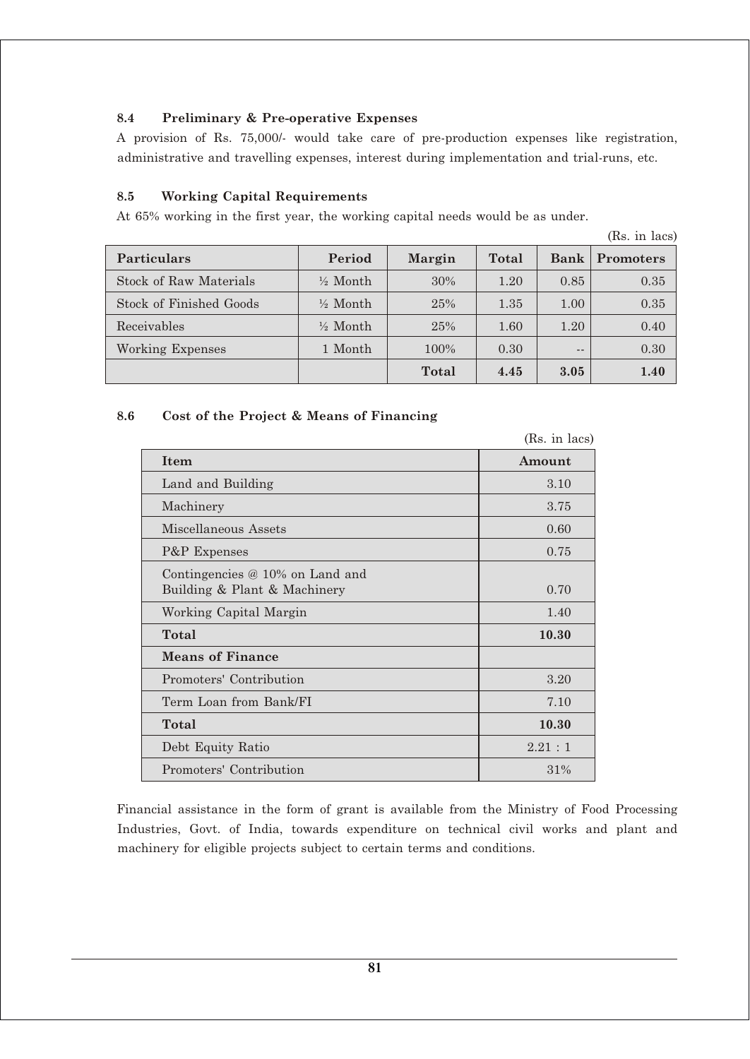### 8.4 Preliminary & Pre-operative Expenses

A provision of Rs. 75,000/- would take care of pre-production expenses like registration, administrative and travelling expenses, interest during implementation and trial-runs, etc.

### 8.5 Working Capital Requirements

At 65% working in the first year, the working capital needs would be as under.

(Rs. in lacs)

| Particulars | Period | Margin | Total | Bank | Promoters |
|---|---|---|---|---|---|
| Stock of Raw Materials | ½ Month | 30% | 1.20 | 0.85 | 0.35 |
| Stock of Finished Goods | ½ Month | 25% | 1.35 | 1.00 | 0.35 |
| Receivables | ½ Month | 25% | 1.60 | 1.20 | 0.40 |
| Working Expenses | 1 Month | 100% | 0.30 | -- | 0.30 |
| | | **Total** | **4.45** | **3.05** | **1.40** |

### 8.6 Cost of the Project & Means of Financing

(Rs. in lacs)

| Item | Amount |
|---|---|
| Land and Building | 3.10 |
| Machinery | 3.75 |
| Miscellaneous Assets | 0.60 |
| P&P Expenses | 0.75 |
| Contingencies @ 10% on Land and Building & Plant & Machinery | 0.70 |
| Working Capital Margin | 1.40 |
| **Total** | **10.30** |
| **Means of Finance** | |
| Promoters' Contribution | 3.20 |
| Term Loan from Bank/FI | 7.10 |
| **Total** | **10.30** |
| Debt Equity Ratio | 2.21 : 1 |
| Promoters' Contribution | 31% |

Financial assistance in the form of grant is available from the Ministry of Food Processing Industries, Govt. of India, towards expenditure on technical civil works and plant and machinery for eligible projects subject to certain terms and conditions.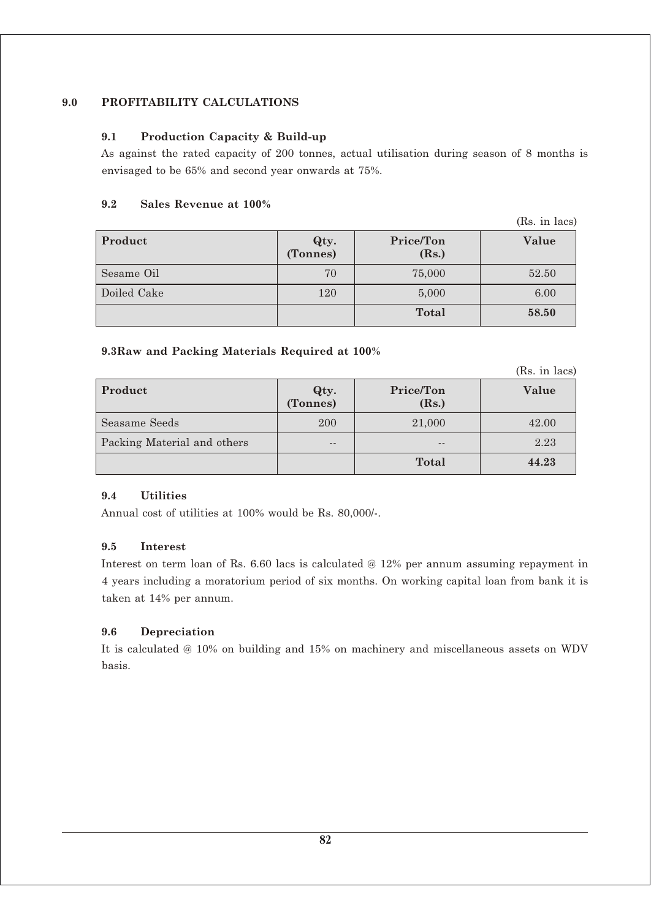## 9.0 PROFITABILITY CALCULATIONS

### 9.1 Production Capacity & Build-up

As against the rated capacity of 200 tonnes, actual utilisation during season of 8 months is envisaged to be 65% and second year onwards at 75%.

### 9.2 Sales Revenue at 100%

(Rs. in lacs)

| Product | Qty. (Tonnes) | Price/Ton (Rs.) | Value |
|---|---|---|---|
| Sesame Oil | 70 | 75,000 | 52.50 |
| Doiled Cake | 120 | 5,000 | 6.00 |
| | | **Total** | **58.50** |

### 9.3Raw and Packing Materials Required at 100%

(Rs. in lacs)

| Product | Qty. (Tonnes) | Price/Ton (Rs.) | Value |
|---|---|---|---|
| Seasame Seeds | 200 | 21,000 | 42.00 |
| Packing Material and others | -- | -- | 2.23 |
| | | **Total** | **44.23** |

### 9.4 Utilities

Annual cost of utilities at 100% would be Rs. 80,000/-.

### 9.5 Interest

Interest on term loan of Rs. 6.60 lacs is calculated @ 12% per annum assuming repayment in 4 years including a moratorium period of six months. On working capital loan from bank it is taken at 14% per annum.

### 9.6 Depreciation

It is calculated @ 10% on building and 15% on machinery and miscellaneous assets on WDV basis.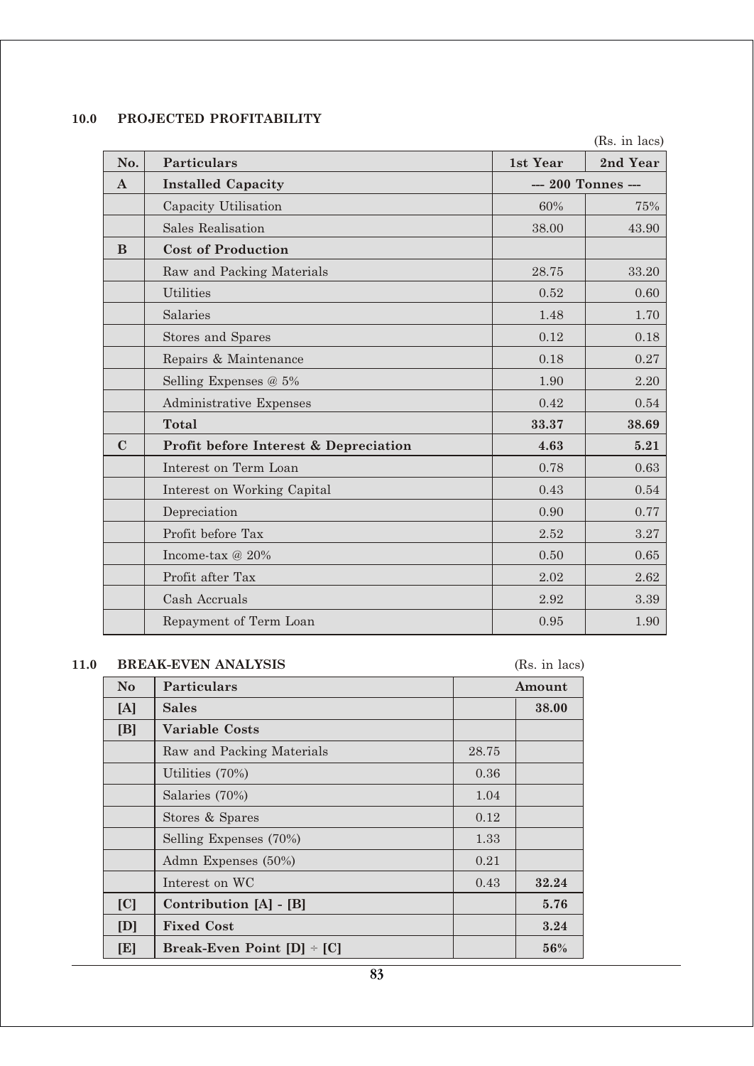## 10.0 PROJECTED PROFITABILITY

(Rs. in lacs)

| No. | Particulars | 1st Year | 2nd Year |
|---|---|---|---|
| **A** | **Installed Capacity** | --- 200 Tonnes --- | |
| | Capacity Utilisation | 60% | 75% |
| | Sales Realisation | 38.00 | 43.90 |
| **B** | **Cost of Production** | | |
| | Raw and Packing Materials | 28.75 | 33.20 |
| | Utilities | 0.52 | 0.60 |
| | Salaries | 1.48 | 1.70 |
| | Stores and Spares | 0.12 | 0.18 |
| | Repairs & Maintenance | 0.18 | 0.27 |
| | Selling Expenses @ 5% | 1.90 | 2.20 |
| | Administrative Expenses | 0.42 | 0.54 |
| | **Total** | **33.37** | **38.69** |
| **C** | **Profit before Interest & Depreciation** | **4.63** | **5.21** |
| | Interest on Term Loan | 0.78 | 0.63 |
| | Interest on Working Capital | 0.43 | 0.54 |
| | Depreciation | 0.90 | 0.77 |
| | Profit before Tax | 2.52 | 3.27 |
| | Income-tax @ 20% | 0.50 | 0.65 |
| | Profit after Tax | 2.02 | 2.62 |
| | Cash Accruals | 2.92 | 3.39 |
| | Repayment of Term Loan | 0.95 | 1.90 |

## 11.0 BREAK-EVEN ANALYSIS

(Rs. in lacs)

| No | Particulars | Amount | |
|---|---|---|---|
| **[A]** | **Sales** | | **38.00** |
| **[B]** | **Variable Costs** | | |
| | Raw and Packing Materials | 28.75 | |
| | Utilities (70%) | 0.36 | |
| | Salaries (70%) | 1.04 | |
| | Stores & Spares | 0.12 | |
| | Selling Expenses (70%) | 1.33 | |
| | Admn Expenses (50%) | 0.21 | |
| | Interest on WC | 0.43 | **32.24** |
| **[C]** | **Contribution [A] - [B]** | | **5.76** |
| **[D]** | **Fixed Cost** | | **3.24** |
| **[E]** | **Break-Even Point [D] ÷ [C]** | | **56%** |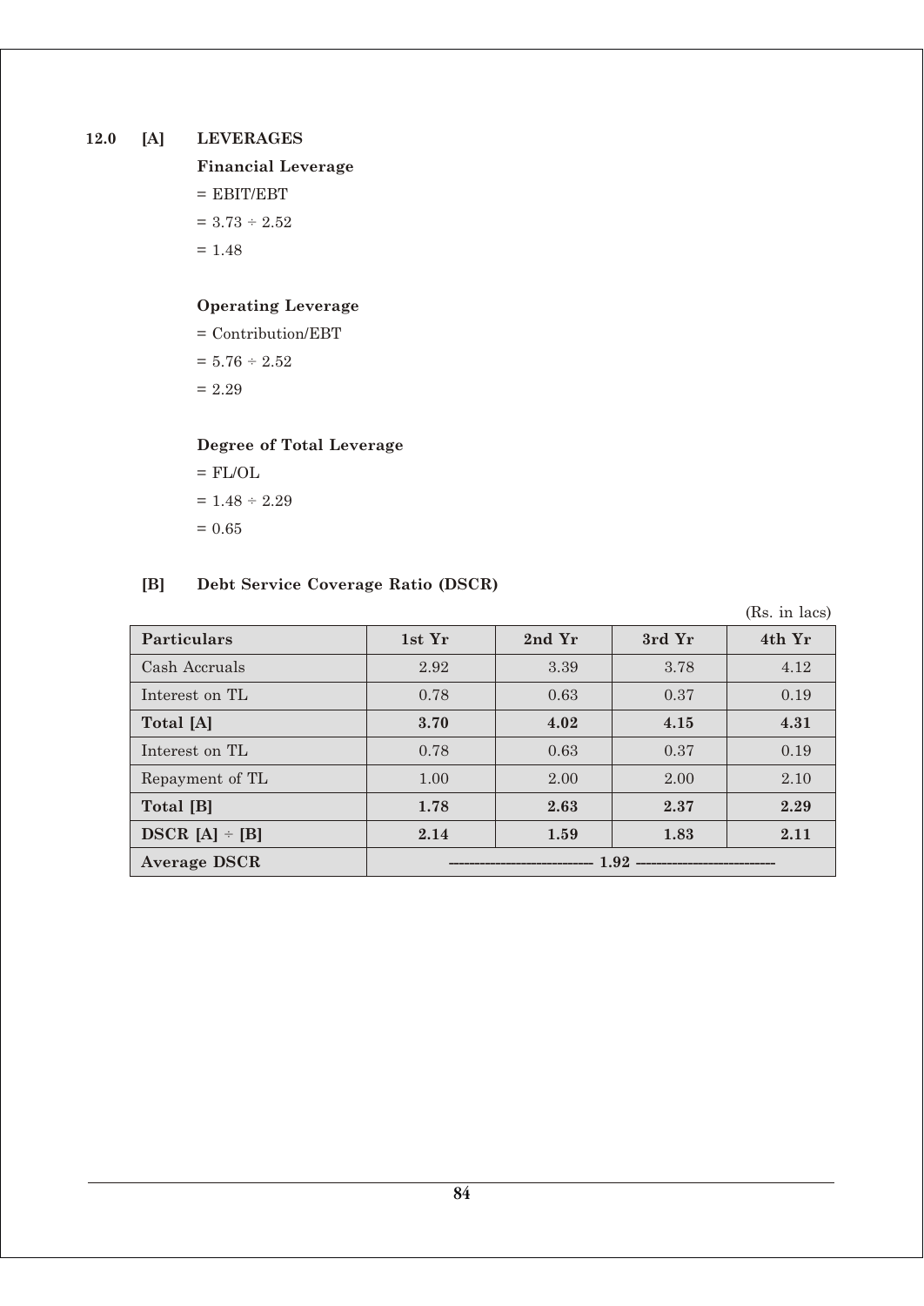## 12.0 [A] LEVERAGES

**Financial Leverage**

= EBIT/EBT

= 3.73 ÷ 2.52

= 1.48

**Operating Leverage**

= Contribution/EBT

= 5.76 ÷ 2.52

= 2.29

**Degree of Total Leverage**

= FL/OL

= 1.48 ÷ 2.29

= 0.65

## [B] Debt Service Coverage Ratio (DSCR)

(Rs. in lacs)

| Particulars | 1st Yr | 2nd Yr | 3rd Yr | 4th Yr |
|---|---|---|---|---|
| Cash Accruals | 2.92 | 3.39 | 3.78 | 4.12 |
| Interest on TL | 0.78 | 0.63 | 0.37 | 0.19 |
| **Total [A]** | **3.70** | **4.02** | **4.15** | **4.31** |
| Interest on TL | 0.78 | 0.63 | 0.37 | 0.19 |
| Repayment of TL | 1.00 | 2.00 | 2.00 | 2.10 |
| **Total [B]** | **1.78** | **2.63** | **2.37** | **2.29** |
| **DSCR [A] ÷ [B]** | **2.14** | **1.59** | **1.83** | **2.11** |
| **Average DSCR** | **1.92** | | | |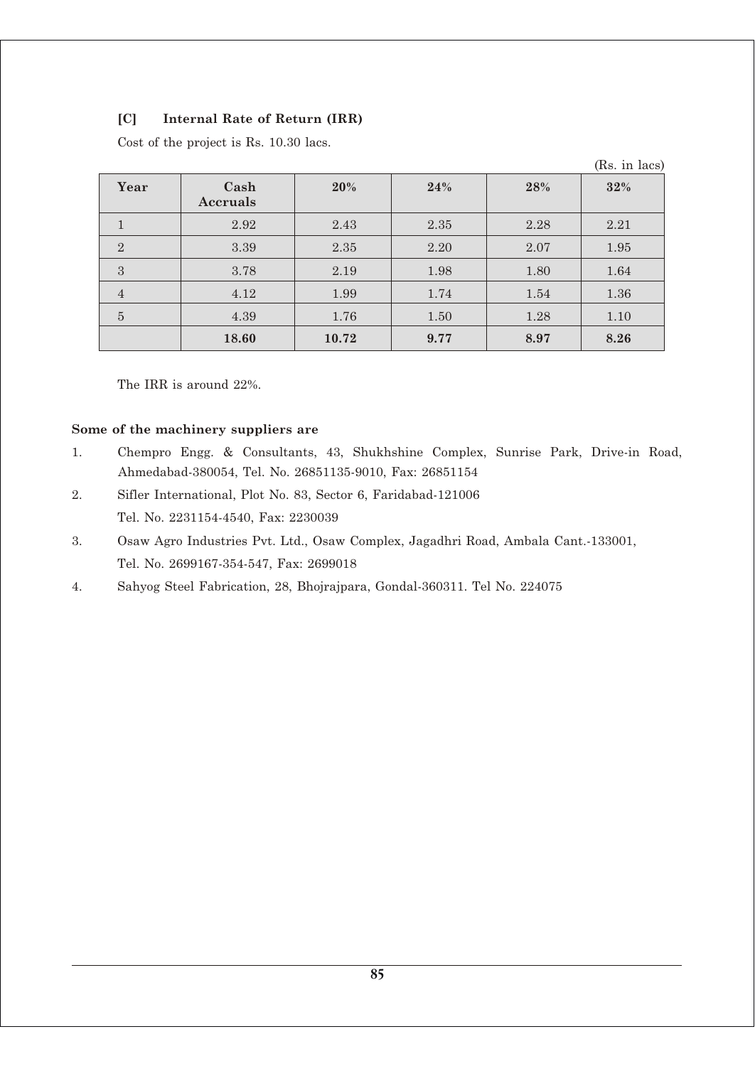### [C] Internal Rate of Return (IRR)

Cost of the project is Rs. 10.30 lacs.

(Rs. in lacs)

| Year | Cash Accruals | 20% | 24% | 28% | 32% |
|---|---|---|---|---|---|
| 1 | 2.92 | 2.43 | 2.35 | 2.28 | 2.21 |
| 2 | 3.39 | 2.35 | 2.20 | 2.07 | 1.95 |
| 3 | 3.78 | 2.19 | 1.98 | 1.80 | 1.64 |
| 4 | 4.12 | 1.99 | 1.74 | 1.54 | 1.36 |
| 5 | 4.39 | 1.76 | 1.50 | 1.28 | 1.10 |
| | **18.60** | **10.72** | **9.77** | **8.97** | **8.26** |

The IRR is around 22%.

**Some of the machinery suppliers are**

1. Chempro Engg. & Consultants, 43, Shukhshine Complex, Sunrise Park, Drive-in Road, Ahmedabad-380054, Tel. No. 26851135-9010, Fax: 26851154
2. Sifler International, Plot No. 83, Sector 6, Faridabad-121006
   Tel. No. 2231154-4540, Fax: 2230039
3. Osaw Agro Industries Pvt. Ltd., Osaw Complex, Jagadhri Road, Ambala Cant.-133001,
   Tel. No. 2699167-354-547, Fax: 2699018
4. Sahyog Steel Fabrication, 28, Bhojrajpara, Gondal-360311. Tel No. 224075